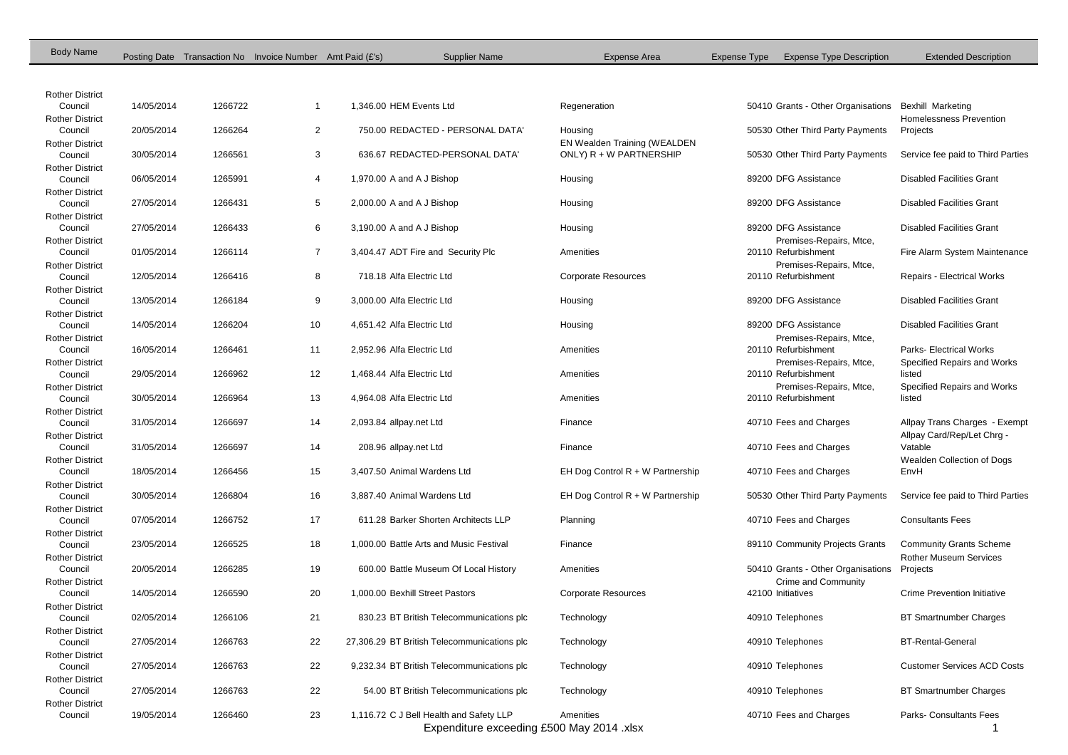| Body Name | Posting Date | Transaction No | Invoice Number | Amt Paid (£'s) | Supplier Name | Expense Area | Expense Type | Expense Type Description | Extended Description |
|---|---|---|---|---|---|---|---|---|---|
| Rother District Council | 14/05/2014 | 1266722 | 1 | 1,346.00 | HEM Events Ltd | Regeneration | 50410 | Grants - Other Organisations | Bexhill Marketing |
| Rother District Council | 20/05/2014 | 1266264 | 2 | 750.00 | REDACTED - PERSONAL DATA' | Housing | 50530 | Other Third Party Payments | Homelessness Prevention Projects |
| Rother District Council | 30/05/2014 | 1266561 | 3 | 636.67 | REDACTED-PERSONAL DATA' | EN Wealden Training (WEALDEN ONLY) R + W PARTNERSHIP | 50530 | Other Third Party Payments | Service fee paid to Third Parties |
| Rother District Council | 06/05/2014 | 1265991 | 4 | 1,970.00 | A and A J Bishop | Housing | 89200 | DFG Assistance | Disabled Facilities Grant |
| Rother District Council | 27/05/2014 | 1266431 | 5 | 2,000.00 | A and A J Bishop | Housing | 89200 | DFG Assistance | Disabled Facilities Grant |
| Rother District Council | 27/05/2014 | 1266433 | 6 | 3,190.00 | A and A J Bishop | Housing | 89200 | DFG Assistance | Disabled Facilities Grant |
| Rother District Council | 01/05/2014 | 1266114 | 7 | 3,404.47 | ADT Fire and Security Plc | Amenities | 20110 | Premises-Repairs, Mtce, Refurbishment | Fire Alarm System Maintenance |
| Rother District Council | 12/05/2014 | 1266416 | 8 | 718.18 | Alfa Electric Ltd | Corporate Resources | 20110 | Premises-Repairs, Mtce, Refurbishment | Repairs - Electrical Works |
| Rother District Council | 13/05/2014 | 1266184 | 9 | 3,000.00 | Alfa Electric Ltd | Housing | 89200 | DFG Assistance | Disabled Facilities Grant |
| Rother District Council | 14/05/2014 | 1266204 | 10 | 4,651.42 | Alfa Electric Ltd | Housing | 89200 | DFG Assistance | Disabled Facilities Grant |
| Rother District Council | 16/05/2014 | 1266461 | 11 | 2,952.96 | Alfa Electric Ltd | Amenities | 20110 | Premises-Repairs, Mtce, Refurbishment | Parks- Electrical Works |
| Rother District Council | 29/05/2014 | 1266962 | 12 | 1,468.44 | Alfa Electric Ltd | Amenities | 20110 | Premises-Repairs, Mtce, Refurbishment | Specified Repairs and Works listed |
| Rother District Council | 30/05/2014 | 1266964 | 13 | 4,964.08 | Alfa Electric Ltd | Amenities | 20110 | Premises-Repairs, Mtce, Refurbishment | Specified Repairs and Works listed |
| Rother District Council | 31/05/2014 | 1266697 | 14 | 2,093.84 | allpay.net Ltd | Finance | 40710 | Fees and Charges | Allpay Trans Charges - Exempt |
| Rother District Council | 31/05/2014 | 1266697 | 14 | 208.96 | allpay.net Ltd | Finance | 40710 | Fees and Charges | Allpay Card/Rep/Let Chrg - Vatable |
| Rother District Council | 18/05/2014 | 1266456 | 15 | 3,407.50 | Animal Wardens Ltd | EH Dog Control R + W Partnership | 40710 | Fees and Charges | Wealden Collection of Dogs EnvH |
| Rother District Council | 30/05/2014 | 1266804 | 16 | 3,887.40 | Animal Wardens Ltd | EH Dog Control R + W Partnership | 50530 | Other Third Party Payments | Service fee paid to Third Parties |
| Rother District Council | 07/05/2014 | 1266752 | 17 | 611.28 | Barker Shorten Architects LLP | Planning | 40710 | Fees and Charges | Consultants Fees |
| Rother District Council | 23/05/2014 | 1266525 | 18 | 1,000.00 | Battle Arts and Music Festival | Finance | 89110 | Community Projects Grants | Community Grants Scheme |
| Rother District Council | 20/05/2014 | 1266285 | 19 | 600.00 | Battle Museum Of Local History | Amenities | 50410 | Grants - Other Organisations | Rother Museum Services Projects |
| Rother District Council | 14/05/2014 | 1266590 | 20 | 1,000.00 | Bexhill Street Pastors | Corporate Resources | 42100 | Crime and Community Initiatives | Crime Prevention Initiative |
| Rother District Council | 02/05/2014 | 1266106 | 21 | 830.23 | BT British Telecommunications plc | Technology | 40910 | Telephones | BT Smartnumber Charges |
| Rother District Council | 27/05/2014 | 1266763 | 22 | 27,306.29 | BT British Telecommunications plc | Technology | 40910 | Telephones | BT-Rental-General |
| Rother District Council | 27/05/2014 | 1266763 | 22 | 9,232.34 | BT British Telecommunications plc | Technology | 40910 | Telephones | Customer Services ACD Costs |
| Rother District Council | 27/05/2014 | 1266763 | 22 | 54.00 | BT British Telecommunications plc | Technology | 40910 | Telephones | BT Smartnumber Charges |
| Rother District Council | 19/05/2014 | 1266460 | 23 | 1,116.72 | C J Bell Health and Safety LLP | Amenities | 40710 | Fees and Charges | Parks- Consultants Fees |

Expenditure exceeding £500 May 2014 .xlsx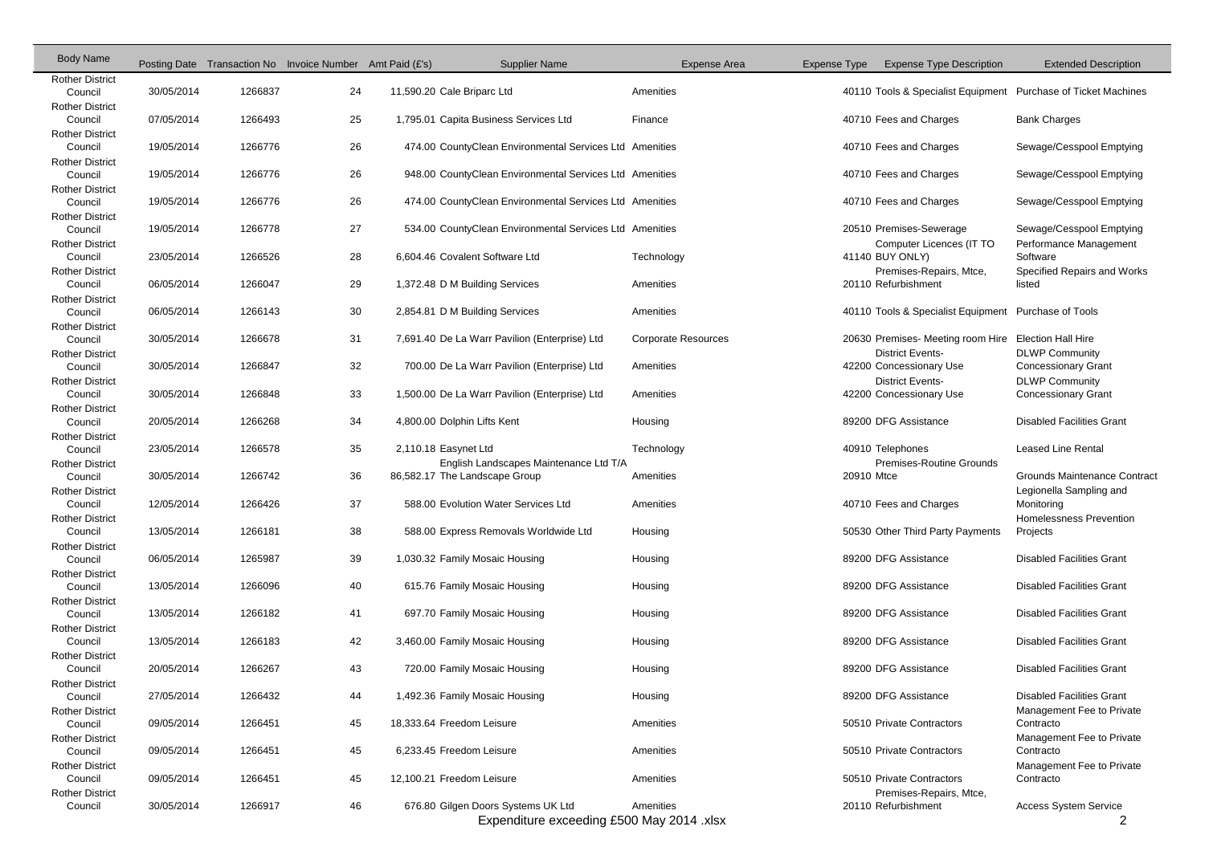| Body Name | Posting Date | Transaction No | Invoice Number | Amt Paid (£'s) | Supplier Name | Expense Area | Expense Type | Expense Type Description | Extended Description |
|---|---|---|---|---|---|---|---|---|---|
| Rother District Council | 30/05/2014 | 1266837 | 24 | 11,590.20 | Cale Briparc Ltd | Amenities | 40110 | Tools & Specialist Equipment | Purchase of Ticket Machines |
| Rother District Council | 07/05/2014 | 1266493 | 25 | 1,795.01 | Capita Business Services Ltd | Finance | 40710 | Fees and Charges | Bank Charges |
| Rother District Council | 19/05/2014 | 1266776 | 26 | 474.00 | CountyClean Environmental Services Ltd | Amenities | 40710 | Fees and Charges | Sewage/Cesspool Emptying |
| Rother District Council | 19/05/2014 | 1266776 | 26 | 948.00 | CountyClean Environmental Services Ltd | Amenities | 40710 | Fees and Charges | Sewage/Cesspool Emptying |
| Rother District Council | 19/05/2014 | 1266776 | 26 | 474.00 | CountyClean Environmental Services Ltd | Amenities | 40710 | Fees and Charges | Sewage/Cesspool Emptying |
| Rother District Council | 19/05/2014 | 1266778 | 27 | 534.00 | CountyClean Environmental Services Ltd | Amenities | 20510 | Premises-Sewerage | Sewage/Cesspool Emptying |
| Rother District Council | 23/05/2014 | 1266526 | 28 | 6,604.46 | Covalent Software Ltd | Technology | 41140 | Computer Licences (IT TO BUY ONLY) | Performance Management Software |
| Rother District Council | 06/05/2014 | 1266047 | 29 | 1,372.48 | D M Building Services | Amenities | 20110 | Premises-Repairs, Mtce, Refurbishment | Specified Repairs and Works listed |
| Rother District Council | 06/05/2014 | 1266143 | 30 | 2,854.81 | D M Building Services | Amenities | 40110 | Tools & Specialist Equipment | Purchase of Tools |
| Rother District Council | 30/05/2014 | 1266678 | 31 | 7,691.40 | De La Warr Pavilion (Enterprise) Ltd | Corporate Resources | 20630 | Premises- Meeting room Hire | Election Hall Hire |
| Rother District Council | 30/05/2014 | 1266847 | 32 | 700.00 | De La Warr Pavilion (Enterprise) Ltd | Amenities | 42200 | District Events- Concessionary Use | DLWP Community Concessionary Grant |
| Rother District Council | 30/05/2014 | 1266848 | 33 | 1,500.00 | De La Warr Pavilion (Enterprise) Ltd | Amenities | 42200 | District Events- Concessionary Use | DLWP Community Concessionary Grant |
| Rother District Council | 20/05/2014 | 1266268 | 34 | 4,800.00 | Dolphin Lifts Kent | Housing | 89200 | DFG Assistance | Disabled Facilities Grant |
| Rother District Council | 23/05/2014 | 1266578 | 35 | 2,110.18 | Easynet Ltd | Technology | 40910 | Telephones | Leased Line Rental |
| Rother District Council | 30/05/2014 | 1266742 | 36 | 86,582.17 | English Landscapes Maintenance Ltd T/A The Landscape Group | Amenities | 20910 | Premises-Routine Grounds Mtce | Grounds Maintenance Contract |
| Rother District Council | 12/05/2014 | 1266426 | 37 | 588.00 | Evolution Water Services Ltd | Amenities | 40710 | Fees and Charges | Legionella Sampling and Monitoring |
| Rother District Council | 13/05/2014 | 1266181 | 38 | 588.00 | Express Removals Worldwide Ltd | Housing | 50530 | Other Third Party Payments | Homelessness Prevention Projects |
| Rother District Council | 06/05/2014 | 1265987 | 39 | 1,030.32 | Family Mosaic Housing | Housing | 89200 | DFG Assistance | Disabled Facilities Grant |
| Rother District Council | 13/05/2014 | 1266096 | 40 | 615.76 | Family Mosaic Housing | Housing | 89200 | DFG Assistance | Disabled Facilities Grant |
| Rother District Council | 13/05/2014 | 1266182 | 41 | 697.70 | Family Mosaic Housing | Housing | 89200 | DFG Assistance | Disabled Facilities Grant |
| Rother District Council | 13/05/2014 | 1266183 | 42 | 3,460.00 | Family Mosaic Housing | Housing | 89200 | DFG Assistance | Disabled Facilities Grant |
| Rother District Council | 20/05/2014 | 1266267 | 43 | 720.00 | Family Mosaic Housing | Housing | 89200 | DFG Assistance | Disabled Facilities Grant |
| Rother District Council | 27/05/2014 | 1266432 | 44 | 1,492.36 | Family Mosaic Housing | Housing | 89200 | DFG Assistance | Disabled Facilities Grant |
| Rother District Council | 09/05/2014 | 1266451 | 45 | 18,333.64 | Freedom Leisure | Amenities | 50510 | Private Contractors | Management Fee to Private Contracto |
| Rother District Council | 09/05/2014 | 1266451 | 45 | 6,233.45 | Freedom Leisure | Amenities | 50510 | Private Contractors | Management Fee to Private Contracto |
| Rother District Council | 09/05/2014 | 1266451 | 45 | 12,100.21 | Freedom Leisure | Amenities | 50510 | Private Contractors | Management Fee to Private Contracto |
| Rother District Council | 30/05/2014 | 1266917 | 46 | 676.80 | Gilgen Doors Systems UK Ltd | Amenities | 20110 | Premises-Repairs, Mtce, Refurbishment | Access System Service |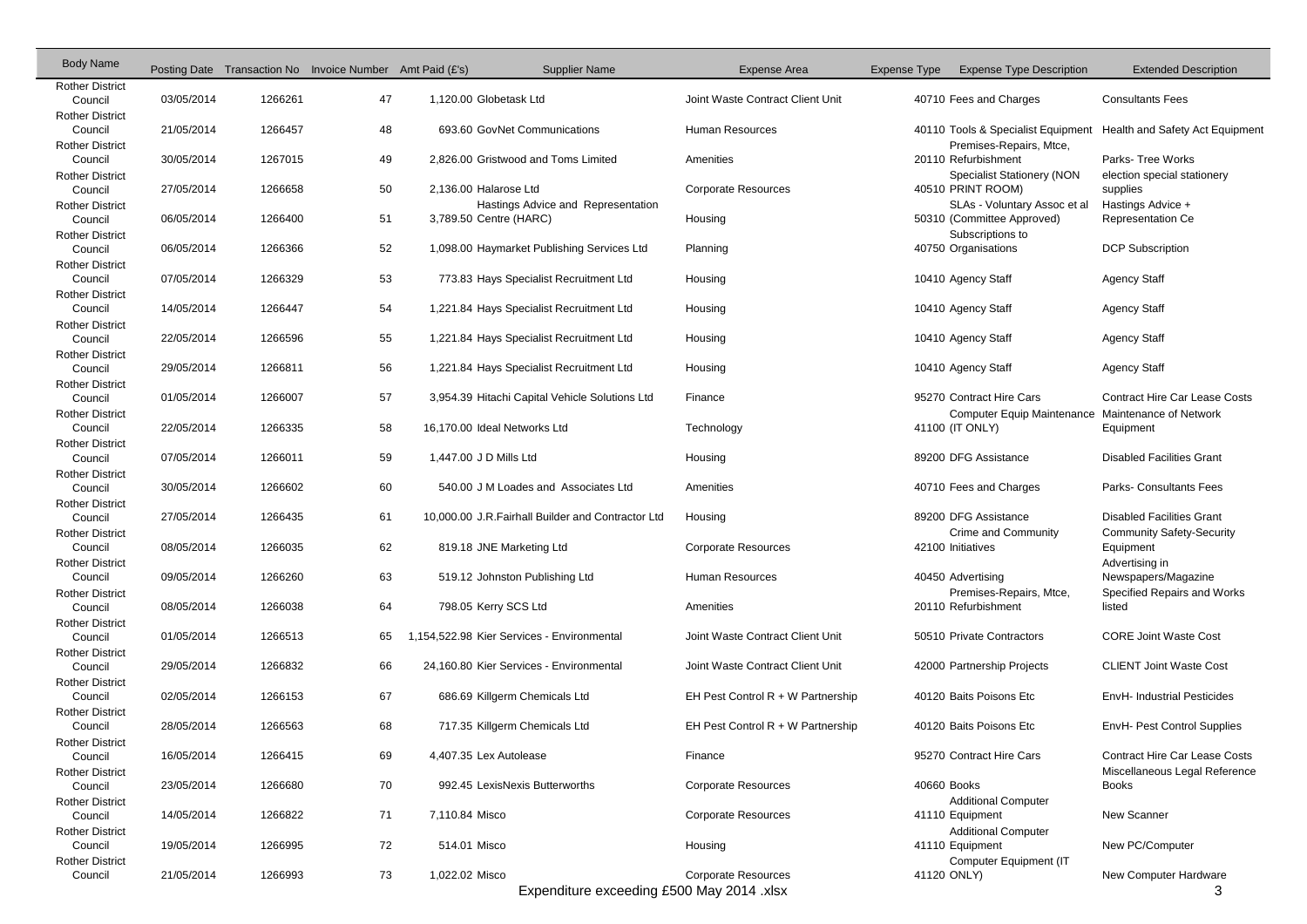| Body Name | Posting Date | Transaction No | Invoice Number | Amt Paid (£'s) | Supplier Name | Expense Area | Expense Type | Expense Type Description | Extended Description |
|---|---|---|---|---|---|---|---|---|---|
| Rother District Council | 03/05/2014 | 1266261 | 47 | 1,120.00 | Globetask Ltd | Joint Waste Contract Client Unit | 40710 | Fees and Charges | Consultants Fees |
| Rother District Council | 21/05/2014 | 1266457 | 48 | 693.60 | GovNet Communications | Human Resources | 40110 | Tools & Specialist Equipment | Health and Safety Act Equipment |
| Rother District Council | 30/05/2014 | 1267015 | 49 | 2,826.00 | Gristwood and Toms Limited | Amenities | 20110 | Premises-Repairs, Mtce, Refurbishment | Parks- Tree Works |
| Rother District Council | 27/05/2014 | 1266658 | 50 | 2,136.00 | Halarose Ltd | Corporate Resources | 40510 | Specialist Stationery (NON PRINT ROOM) | election special stationery supplies |
| Rother District Council | 06/05/2014 | 1266400 | 51 | 3,789.50 | Hastings Advice and Representation Centre (HARC) | Housing | 50310 | SLAs - Voluntary Assoc et al (Committee Approved) | Hastings Advice + Representation Ce |
| Rother District Council | 06/05/2014 | 1266366 | 52 | 1,098.00 | Haymarket Publishing Services Ltd | Planning | 40750 | Subscriptions to Organisations | DCP Subscription |
| Rother District Council | 07/05/2014 | 1266329 | 53 | 773.83 | Hays Specialist Recruitment Ltd | Housing | 10410 | Agency Staff | Agency Staff |
| Rother District Council | 14/05/2014 | 1266447 | 54 | 1,221.84 | Hays Specialist Recruitment Ltd | Housing | 10410 | Agency Staff | Agency Staff |
| Rother District Council | 22/05/2014 | 1266596 | 55 | 1,221.84 | Hays Specialist Recruitment Ltd | Housing | 10410 | Agency Staff | Agency Staff |
| Rother District Council | 29/05/2014 | 1266811 | 56 | 1,221.84 | Hays Specialist Recruitment Ltd | Housing | 10410 | Agency Staff | Agency Staff |
| Rother District Council | 01/05/2014 | 1266007 | 57 | 3,954.39 | Hitachi Capital Vehicle Solutions Ltd | Finance | 95270 | Contract Hire Cars | Contract Hire Car Lease Costs |
| Rother District Council | 22/05/2014 | 1266335 | 58 | 16,170.00 | Ideal Networks Ltd | Technology | 41100 | Computer Equip Maintenance (IT ONLY) | Maintenance of Network Equipment |
| Rother District Council | 07/05/2014 | 1266011 | 59 | 1,447.00 | J D Mills Ltd | Housing | 89200 | DFG Assistance | Disabled Facilities Grant |
| Rother District Council | 30/05/2014 | 1266602 | 60 | 540.00 | J M Loades and Associates Ltd | Amenities | 40710 | Fees and Charges | Parks- Consultants Fees |
| Rother District Council | 27/05/2014 | 1266435 | 61 | 10,000.00 | J.R.Fairhall Builder and Contractor Ltd | Housing | 89200 | DFG Assistance | Disabled Facilities Grant |
| Rother District Council | 08/05/2014 | 1266035 | 62 | 819.18 | JNE Marketing Ltd | Corporate Resources | 42100 | Crime and Community Initiatives | Community Safety-Security Equipment |
| Rother District Council | 09/05/2014 | 1266260 | 63 | 519.12 | Johnston Publishing Ltd | Human Resources | 40450 | Advertising | Advertising in Newspapers/Magazine |
| Rother District Council | 08/05/2014 | 1266038 | 64 | 798.05 | Kerry SCS Ltd | Amenities | 20110 | Premises-Repairs, Mtce, Refurbishment | Specified Repairs and Works listed |
| Rother District Council | 01/05/2014 | 1266513 | 65 | 1,154,522.98 | Kier Services - Environmental | Joint Waste Contract Client Unit | 50510 | Private Contractors | CORE Joint Waste Cost |
| Rother District Council | 29/05/2014 | 1266832 | 66 | 24,160.80 | Kier Services - Environmental | Joint Waste Contract Client Unit | 42000 | Partnership Projects | CLIENT Joint Waste Cost |
| Rother District Council | 02/05/2014 | 1266153 | 67 | 686.69 | Killgerm Chemicals Ltd | EH Pest Control R + W Partnership | 40120 | Baits Poisons Etc | EnvH- Industrial Pesticides |
| Rother District Council | 28/05/2014 | 1266563 | 68 | 717.35 | Killgerm Chemicals Ltd | EH Pest Control R + W Partnership | 40120 | Baits Poisons Etc | EnvH- Pest Control Supplies |
| Rother District Council | 16/05/2014 | 1266415 | 69 | 4,407.35 | Lex Autolease | Finance | 95270 | Contract Hire Cars | Contract Hire Car Lease Costs |
| Rother District Council | 23/05/2014 | 1266680 | 70 | 992.45 | LexisNexis Butterworths | Corporate Resources | 40660 | Books | Miscellaneous Legal Reference Books |
| Rother District Council | 14/05/2014 | 1266822 | 71 | 7,110.84 | Misco | Corporate Resources | 41110 | Additional Computer Equipment | New Scanner |
| Rother District Council | 19/05/2014 | 1266995 | 72 | 514.01 | Misco | Housing | 41110 | Additional Computer Equipment | New PC/Computer |
| Rother District Council | 21/05/2014 | 1266993 | 73 | 1,022.02 | Misco | Corporate Resources | 41120 | Computer Equipment (IT ONLY) | New Computer Hardware |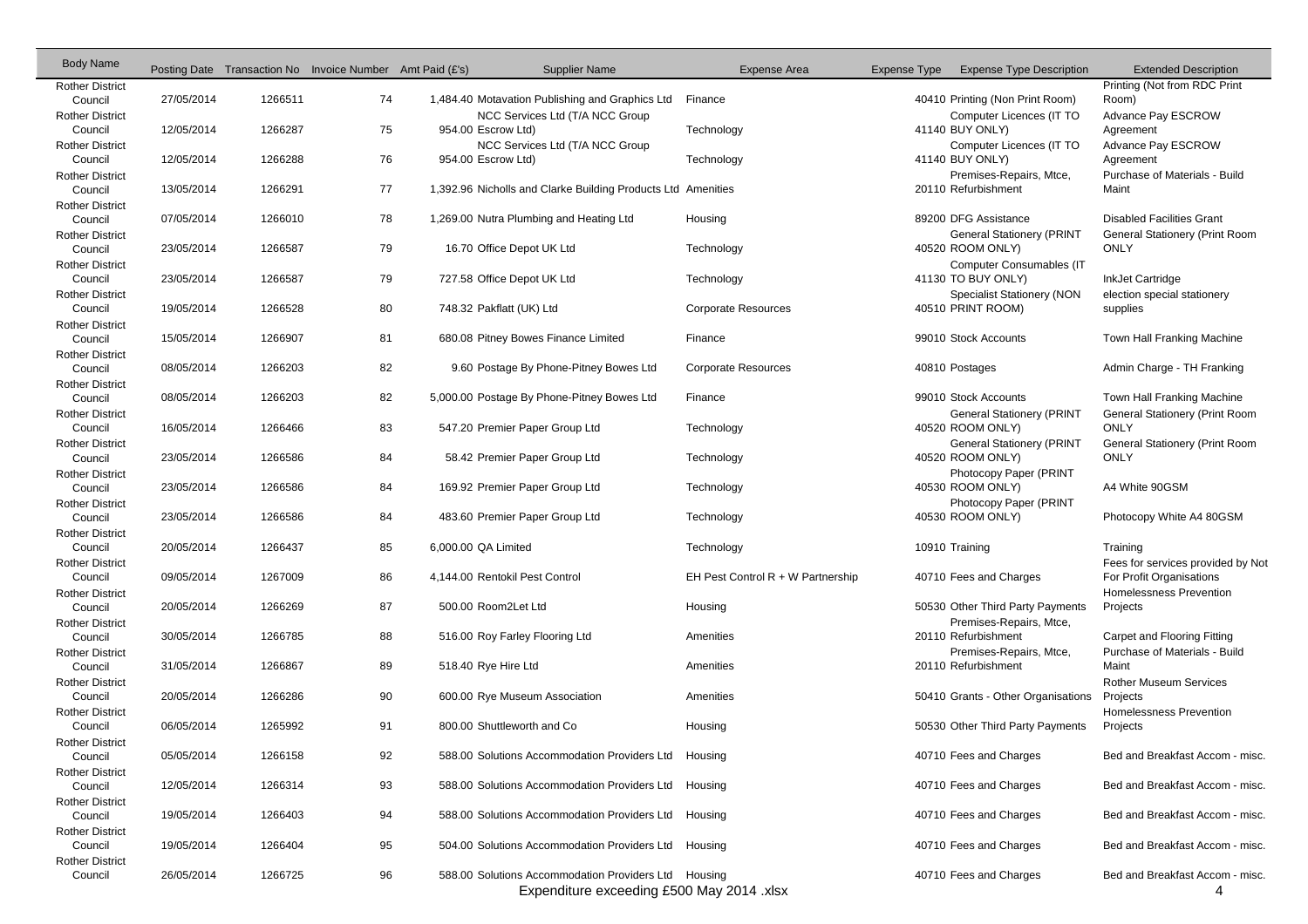| Body Name | Posting Date | Transaction No | Invoice Number | Amt Paid (£'s) | Supplier Name | Expense Area | Expense Type | Expense Type Description | Extended Description |
|---|---|---|---|---|---|---|---|---|---|
| Rother District Council | 27/05/2014 | 1266511 | 74 | 1,484.40 | Motavation Publishing and Graphics Ltd | Finance | 40410 | Printing (Non Print Room) | Printing (Not from RDC Print Room) |
| Rother District Council | 12/05/2014 | 1266287 | 75 | 954.00 | NCC Services Ltd (T/A NCC Group Escrow Ltd) | Technology | 41140 | Computer Licences (IT TO BUY ONLY) | Advance Pay ESCROW Agreement |
| Rother District Council | 12/05/2014 | 1266288 | 76 | 954.00 | NCC Services Ltd (T/A NCC Group Escrow Ltd) | Technology | 41140 | Computer Licences (IT TO BUY ONLY) | Advance Pay ESCROW Agreement |
| Rother District Council | 13/05/2014 | 1266291 | 77 | 1,392.96 | Nicholls and Clarke Building Products Ltd | Amenities | 20110 | Premises-Repairs, Mtce, Refurbishment | Purchase of Materials - Build Maint |
| Rother District Council | 07/05/2014 | 1266010 | 78 | 1,269.00 | Nutra Plumbing and Heating Ltd | Housing | 89200 | DFG Assistance | Disabled Facilities Grant |
| Rother District Council | 23/05/2014 | 1266587 | 79 | 16.70 | Office Depot UK Ltd | Technology | 40520 | General Stationery (PRINT ROOM ONLY) | General Stationery (Print Room ONLY |
| Rother District Council | 23/05/2014 | 1266587 | 79 | 727.58 | Office Depot UK Ltd | Technology | 41130 | Computer Consumables (IT TO BUY ONLY) | InkJet Cartridge |
| Rother District Council | 19/05/2014 | 1266528 | 80 | 748.32 | Pakflatt (UK) Ltd | Corporate Resources | 40510 | Specialist Stationery (NON PRINT ROOM) | election special stationery supplies |
| Rother District Council | 15/05/2014 | 1266907 | 81 | 680.08 | Pitney Bowes Finance Limited | Finance | 99010 | Stock Accounts | Town Hall Franking Machine |
| Rother District Council | 08/05/2014 | 1266203 | 82 | 9.60 | Postage By Phone-Pitney Bowes Ltd | Corporate Resources | 40810 | Postages | Admin Charge - TH Franking |
| Rother District Council | 08/05/2014 | 1266203 | 82 | 5,000.00 | Postage By Phone-Pitney Bowes Ltd | Finance | 99010 | Stock Accounts | Town Hall Franking Machine |
| Rother District Council | 16/05/2014 | 1266466 | 83 | 547.20 | Premier Paper Group Ltd | Technology | 40520 | General Stationery (PRINT ROOM ONLY) | General Stationery (Print Room ONLY |
| Rother District Council | 23/05/2014 | 1266586 | 84 | 58.42 | Premier Paper Group Ltd | Technology | 40520 | General Stationery (PRINT ROOM ONLY) | General Stationery (Print Room ONLY |
| Rother District Council | 23/05/2014 | 1266586 | 84 | 169.92 | Premier Paper Group Ltd | Technology | 40530 | Photocopy Paper (PRINT ROOM ONLY) | A4 White 90GSM |
| Rother District Council | 23/05/2014 | 1266586 | 84 | 483.60 | Premier Paper Group Ltd | Technology | 40530 | Photocopy Paper (PRINT ROOM ONLY) | Photocopy White A4 80GSM |
| Rother District Council | 20/05/2014 | 1266437 | 85 | 6,000.00 | QA Limited | Technology | 10910 | Training | Training |
| Rother District Council | 09/05/2014 | 1267009 | 86 | 4,144.00 | Rentokil Pest Control | EH Pest Control R + W Partnership | 40710 | Fees and Charges | Fees for services provided by Not For Profit Organisations |
| Rother District Council | 20/05/2014 | 1266269 | 87 | 500.00 | Room2Let Ltd | Housing | 50530 | Other Third Party Payments | Homelessness Prevention Projects |
| Rother District Council | 30/05/2014 | 1266785 | 88 | 516.00 | Roy Farley Flooring Ltd | Amenities | 20110 | Premises-Repairs, Mtce, Refurbishment | Carpet and Flooring Fitting |
| Rother District Council | 31/05/2014 | 1266867 | 89 | 518.40 | Rye Hire Ltd | Amenities | 20110 | Premises-Repairs, Mtce, Refurbishment | Purchase of Materials - Build Maint |
| Rother District Council | 20/05/2014 | 1266286 | 90 | 600.00 | Rye Museum Association | Amenities | 50410 | Grants - Other Organisations | Rother Museum Services Projects |
| Rother District Council | 06/05/2014 | 1265992 | 91 | 800.00 | Shuttleworth and Co | Housing | 50530 | Other Third Party Payments | Homelessness Prevention Projects |
| Rother District Council | 05/05/2014 | 1266158 | 92 | 588.00 | Solutions Accommodation Providers Ltd | Housing | 40710 | Fees and Charges | Bed and Breakfast Accom - misc. |
| Rother District Council | 12/05/2014 | 1266314 | 93 | 588.00 | Solutions Accommodation Providers Ltd | Housing | 40710 | Fees and Charges | Bed and Breakfast Accom - misc. |
| Rother District Council | 19/05/2014 | 1266403 | 94 | 588.00 | Solutions Accommodation Providers Ltd | Housing | 40710 | Fees and Charges | Bed and Breakfast Accom - misc. |
| Rother District Council | 19/05/2014 | 1266404 | 95 | 504.00 | Solutions Accommodation Providers Ltd | Housing | 40710 | Fees and Charges | Bed and Breakfast Accom - misc. |
| Rother District Council | 26/05/2014 | 1266725 | 96 | 588.00 | Solutions Accommodation Providers Ltd | Housing | 40710 | Fees and Charges | Bed and Breakfast Accom - misc. |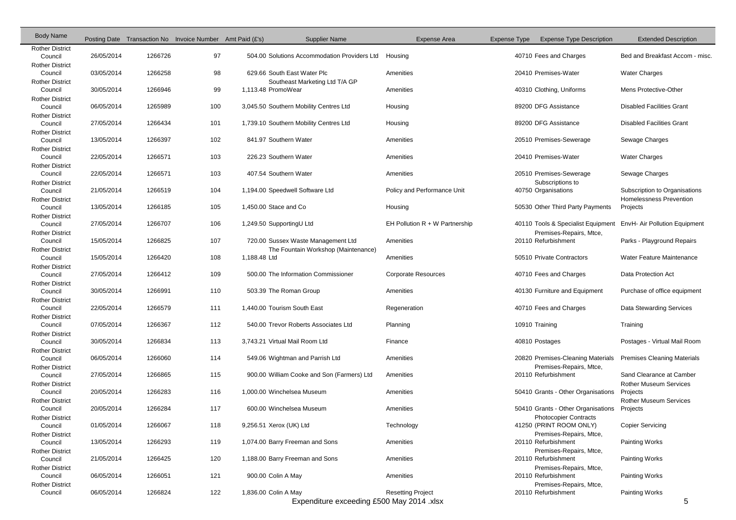| Body Name | Posting Date | Transaction No | Invoice Number | Amt Paid (£'s) | Supplier Name | Expense Area | Expense Type | Expense Type Description | Extended Description |
|---|---|---|---|---|---|---|---|---|---|
| Rother District Council | 26/05/2014 | 1266726 | 97 | 504.00 | Solutions Accommodation Providers Ltd | Housing | 40710 | Fees and Charges | Bed and Breakfast Accom - misc. |
| Rother District Council | 03/05/2014 | 1266258 | 98 | 629.66 | South East Water Plc | Amenities | 20410 | Premises-Water | Water Charges |
| Rother District Council | 30/05/2014 | 1266946 | 99 | 1,113.48 | Southeast Marketing Ltd T/A GP PromoWear | Amenities | 40310 | Clothing, Uniforms | Mens Protective-Other |
| Rother District Council | 06/05/2014 | 1265989 | 100 | 3,045.50 | Southern Mobility Centres Ltd | Housing | 89200 | DFG Assistance | Disabled Facilities Grant |
| Rother District Council | 27/05/2014 | 1266434 | 101 | 1,739.10 | Southern Mobility Centres Ltd | Housing | 89200 | DFG Assistance | Disabled Facilities Grant |
| Rother District Council | 13/05/2014 | 1266397 | 102 | 841.97 | Southern Water | Amenities | 20510 | Premises-Sewerage | Sewage Charges |
| Rother District Council | 22/05/2014 | 1266571 | 103 | 226.23 | Southern Water | Amenities | 20410 | Premises-Water | Water Charges |
| Rother District Council | 22/05/2014 | 1266571 | 103 | 407.54 | Southern Water | Amenities | 20510 | Premises-Sewerage | Sewage Charges |
| Rother District Council | 21/05/2014 | 1266519 | 104 | 1,194.00 | Speedwell Software Ltd | Policy and Performance Unit | 40750 | Subscriptions to Organisations | Subscription to Organisations |
| Rother District Council | 13/05/2014 | 1266185 | 105 | 1,450.00 | Stace and Co | Housing | 50530 | Other Third Party Payments | Homelessness Prevention Projects |
| Rother District Council | 27/05/2014 | 1266707 | 106 | 1,249.50 | SupportingU Ltd | EH Pollution R + W Partnership | 40110 | Tools & Specialist Equipment | EnvH- Air Pollution Equipment |
| Rother District Council | 15/05/2014 | 1266825 | 107 | 720.00 | Sussex Waste Management Ltd | Amenities | 20110 | Premises-Repairs, Mtce, Refurbishment | Parks - Playground Repairs |
| Rother District Council | 15/05/2014 | 1266420 | 108 | 1,188.48 | The Fountain Workshop (Maintenance) Ltd | Amenities | 50510 | Private Contractors | Water Feature Maintenance |
| Rother District Council | 27/05/2014 | 1266412 | 109 | 500.00 | The Information Commissioner | Corporate Resources | 40710 | Fees and Charges | Data Protection Act |
| Rother District Council | 30/05/2014 | 1266991 | 110 | 503.39 | The Roman Group | Amenities | 40130 | Furniture and Equipment | Purchase of office equipment |
| Rother District Council | 22/05/2014 | 1266579 | 111 | 1,440.00 | Tourism South East | Regeneration | 40710 | Fees and Charges | Data Stewarding Services |
| Rother District Council | 07/05/2014 | 1266367 | 112 | 540.00 | Trevor Roberts Associates Ltd | Planning | 10910 | Training | Training |
| Rother District Council | 30/05/2014 | 1266834 | 113 | 3,743.21 | Virtual Mail Room Ltd | Finance | 40810 | Postages | Postages - Virtual Mail Room |
| Rother District Council | 06/05/2014 | 1266060 | 114 | 549.06 | Wightman and Parrish Ltd | Amenities | 20820 | Premises-Cleaning Materials | Premises Cleaning Materials |
| Rother District Council | 27/05/2014 | 1266865 | 115 | 900.00 | William Cooke and Son (Farmers) Ltd | Amenities | 20110 | Premises-Repairs, Mtce, Refurbishment | Sand Clearance at Camber |
| Rother District Council | 20/05/2014 | 1266283 | 116 | 1,000.00 | Winchelsea Museum | Amenities | 50410 | Grants - Other Organisations | Rother Museum Services Projects |
| Rother District Council | 20/05/2014 | 1266284 | 117 | 600.00 | Winchelsea Museum | Amenities | 50410 | Grants - Other Organisations | Rother Museum Services Projects |
| Rother District Council | 01/05/2014 | 1266067 | 118 | 9,256.51 | Xerox (UK) Ltd | Technology | 41250 | Photocopier Contracts (PRINT ROOM ONLY) | Copier Servicing |
| Rother District Council | 13/05/2014 | 1266293 | 119 | 1,074.00 | Barry Freeman and Sons | Amenities | 20110 | Premises-Repairs, Mtce, Refurbishment | Painting Works |
| Rother District Council | 21/05/2014 | 1266425 | 120 | 1,188.00 | Barry Freeman and Sons | Amenities | 20110 | Premises-Repairs, Mtce, Refurbishment | Painting Works |
| Rother District Council | 06/05/2014 | 1266051 | 121 | 900.00 | Colin A May | Amenities | 20110 | Premises-Repairs, Mtce, Refurbishment | Painting Works |
| Rother District Council | 06/05/2014 | 1266824 | 122 | 1,836.00 | Colin A May | Resetting Project | 20110 | Premises-Repairs, Mtce, Refurbishment | Painting Works |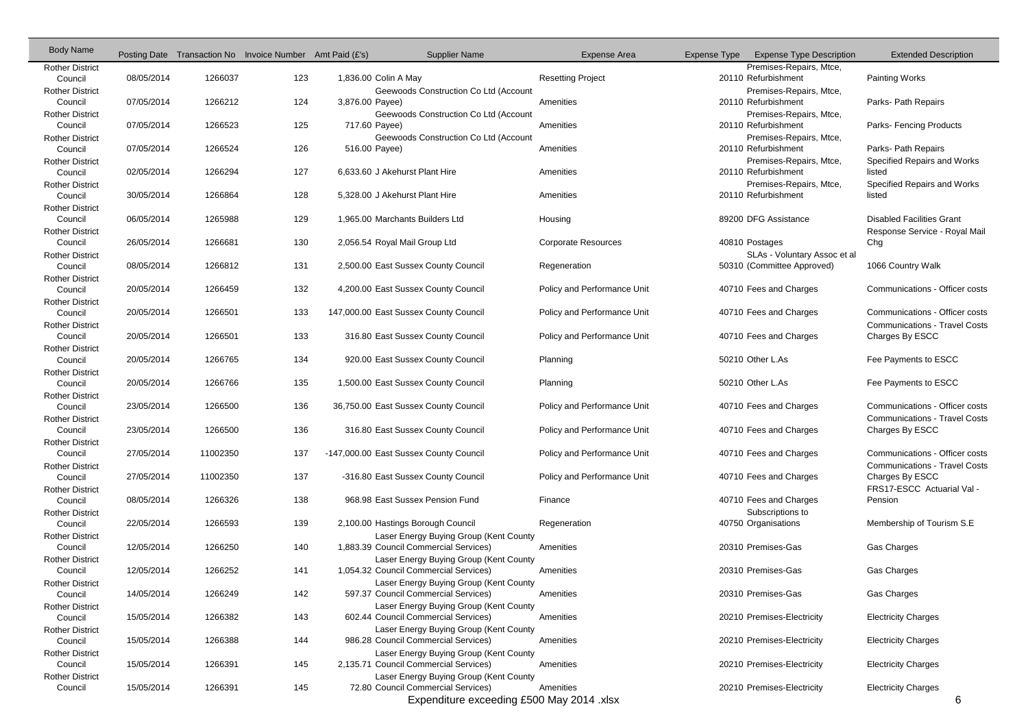| Body Name | Posting Date | Transaction No | Invoice Number | Amt Paid (£'s) | Supplier Name | Expense Area | Expense Type | Expense Type Description | Extended Description |
|---|---|---|---|---|---|---|---|---|---|
| Rother District Council | 08/05/2014 | 1266037 | 123 | 1,836.00 | Colin A May | Resetting Project | 20110 | Premises-Repairs, Mtce, Refurbishment | Painting Works |
| Rother District Council | 07/05/2014 | 1266212 | 124 | 3,876.00 | Geewoods Construction Co Ltd (Account Payee) | Amenities | 20110 | Premises-Repairs, Mtce, Refurbishment | Parks- Path Repairs |
| Rother District Council | 07/05/2014 | 1266523 | 125 | 717.60 | Geewoods Construction Co Ltd (Account Payee) | Amenities | 20110 | Premises-Repairs, Mtce, Refurbishment | Parks- Fencing Products |
| Rother District Council | 07/05/2014 | 1266524 | 126 | 516.00 | Geewoods Construction Co Ltd (Account Payee) | Amenities | 20110 | Premises-Repairs, Mtce, Refurbishment | Parks- Path Repairs |
| Rother District Council | 02/05/2014 | 1266294 | 127 | 6,633.60 | J Akehurst Plant Hire | Amenities | 20110 | Premises-Repairs, Mtce, Refurbishment | Specified Repairs and Works listed |
| Rother District Council | 30/05/2014 | 1266864 | 128 | 5,328.00 | J Akehurst Plant Hire | Amenities | 20110 | Premises-Repairs, Mtce, Refurbishment | Specified Repairs and Works listed |
| Rother District Council | 06/05/2014 | 1265988 | 129 | 1,965.00 | Marchants Builders Ltd | Housing | 89200 | DFG Assistance | Disabled Facilities Grant |
| Rother District Council | 26/05/2014 | 1266681 | 130 | 2,056.54 | Royal Mail Group Ltd | Corporate Resources | 40810 | Postages | Response Service - Royal Mail Chg |
| Rother District Council | 08/05/2014 | 1266812 | 131 | 2,500.00 | East Sussex County Council | Regeneration | 50310 | SLAs - Voluntary Assoc et al (Committee Approved) | 1066 Country Walk |
| Rother District Council | 20/05/2014 | 1266459 | 132 | 4,200.00 | East Sussex County Council | Policy and Performance Unit | 40710 | Fees and Charges | Communications - Officer costs |
| Rother District Council | 20/05/2014 | 1266501 | 133 | 147,000.00 | East Sussex County Council | Policy and Performance Unit | 40710 | Fees and Charges | Communications - Officer costs |
| Rother District Council | 20/05/2014 | 1266501 | 133 | 316.80 | East Sussex County Council | Policy and Performance Unit | 40710 | Fees and Charges | Communications - Travel Costs Charges By ESCC |
| Rother District Council | 20/05/2014 | 1266765 | 134 | 920.00 | East Sussex County Council | Planning | 50210 | Other L.As | Fee Payments to ESCC |
| Rother District Council | 20/05/2014 | 1266766 | 135 | 1,500.00 | East Sussex County Council | Planning | 50210 | Other L.As | Fee Payments to ESCC |
| Rother District Council | 23/05/2014 | 1266500 | 136 | 36,750.00 | East Sussex County Council | Policy and Performance Unit | 40710 | Fees and Charges | Communications - Officer costs |
| Rother District Council | 23/05/2014 | 1266500 | 136 | 316.80 | East Sussex County Council | Policy and Performance Unit | 40710 | Fees and Charges | Communications - Travel Costs Charges By ESCC |
| Rother District Council | 27/05/2014 | 11002350 | 137 | -147,000.00 | East Sussex County Council | Policy and Performance Unit | 40710 | Fees and Charges | Communications - Officer costs |
| Rother District Council | 27/05/2014 | 11002350 | 137 | -316.80 | East Sussex County Council | Policy and Performance Unit | 40710 | Fees and Charges | Communications - Travel Costs Charges By ESCC |
| Rother District Council | 08/05/2014 | 1266326 | 138 | 968.98 | East Sussex Pension Fund | Finance | 40710 | Fees and Charges | FRS17-ESCC Actuarial Val - Pension |
| Rother District Council | 22/05/2014 | 1266593 | 139 | 2,100.00 | Hastings Borough Council | Regeneration | 40750 | Subscriptions to Organisations | Membership of Tourism S.E |
| Rother District Council | 12/05/2014 | 1266250 | 140 | 1,883.39 | Laser Energy Buying Group (Kent County Council Commercial Services) | Amenities | 20310 | Premises-Gas | Gas Charges |
| Rother District Council | 12/05/2014 | 1266252 | 141 | 1,054.32 | Laser Energy Buying Group (Kent County Council Commercial Services) | Amenities | 20310 | Premises-Gas | Gas Charges |
| Rother District Council | 14/05/2014 | 1266249 | 142 | 597.37 | Laser Energy Buying Group (Kent County Council Commercial Services) | Amenities | 20310 | Premises-Gas | Gas Charges |
| Rother District Council | 15/05/2014 | 1266382 | 143 | 602.44 | Laser Energy Buying Group (Kent County Council Commercial Services) | Amenities | 20210 | Premises-Electricity | Electricity Charges |
| Rother District Council | 15/05/2014 | 1266388 | 144 | 986.28 | Laser Energy Buying Group (Kent County Council Commercial Services) | Amenities | 20210 | Premises-Electricity | Electricity Charges |
| Rother District Council | 15/05/2014 | 1266391 | 145 | 2,135.71 | Laser Energy Buying Group (Kent County Council Commercial Services) | Amenities | 20210 | Premises-Electricity | Electricity Charges |
| Rother District Council | 15/05/2014 | 1266391 | 145 | 72.80 | Laser Energy Buying Group (Kent County Council Commercial Services) | Amenities | 20210 | Premises-Electricity | Electricity Charges |

Expenditure exceeding £500 May 2014 .xlsx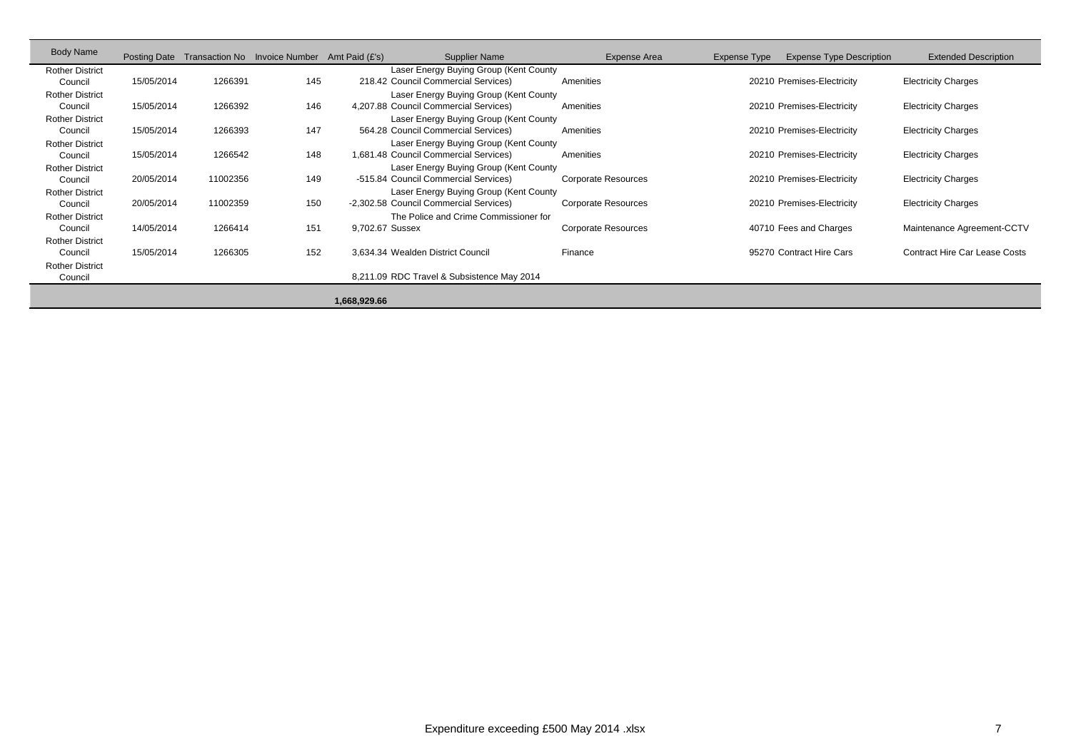| Body Name | Posting Date | Transaction No | Invoice Number | Amt Paid (£'s) | Supplier Name | Expense Area | Expense Type | Expense Type Description | Extended Description |
|---|---|---|---|---|---|---|---|---|---|
| Rother District Council | 15/05/2014 | 1266391 | 145 | 218.42 | Laser Energy Buying Group (Kent County Council Commercial Services) | Amenities | 20210 | Premises-Electricity | Electricity Charges |
| Rother District Council | 15/05/2014 | 1266392 | 146 | 4,207.88 | Laser Energy Buying Group (Kent County Council Commercial Services) | Amenities | 20210 | Premises-Electricity | Electricity Charges |
| Rother District Council | 15/05/2014 | 1266393 | 147 | 564.28 | Laser Energy Buying Group (Kent County Council Commercial Services) | Amenities | 20210 | Premises-Electricity | Electricity Charges |
| Rother District Council | 15/05/2014 | 1266542 | 148 | 1,681.48 | Laser Energy Buying Group (Kent County Council Commercial Services) | Amenities | 20210 | Premises-Electricity | Electricity Charges |
| Rother District Council | 20/05/2014 | 11002356 | 149 | -515.84 | Laser Energy Buying Group (Kent County Council Commercial Services) | Corporate Resources | 20210 | Premises-Electricity | Electricity Charges |
| Rother District Council | 20/05/2014 | 11002359 | 150 | -2,302.58 | Laser Energy Buying Group (Kent County Council Commercial Services) | Corporate Resources | 20210 | Premises-Electricity | Electricity Charges |
| Rother District Council | 14/05/2014 | 1266414 | 151 | 9,702.67 | The Police and Crime Commissioner for Sussex | Corporate Resources | 40710 | Fees and Charges | Maintenance Agreement-CCTV |
| Rother District Council | 15/05/2014 | 1266305 | 152 | 3,634.34 | Wealden District Council | Finance | 95270 | Contract Hire Cars | Contract Hire Car Lease Costs |
| Rother District Council | | | | 8,211.09 | RDC Travel & Subsistence May 2014 | | | | |
| | | | | **1,668,929.66** | | | | | |